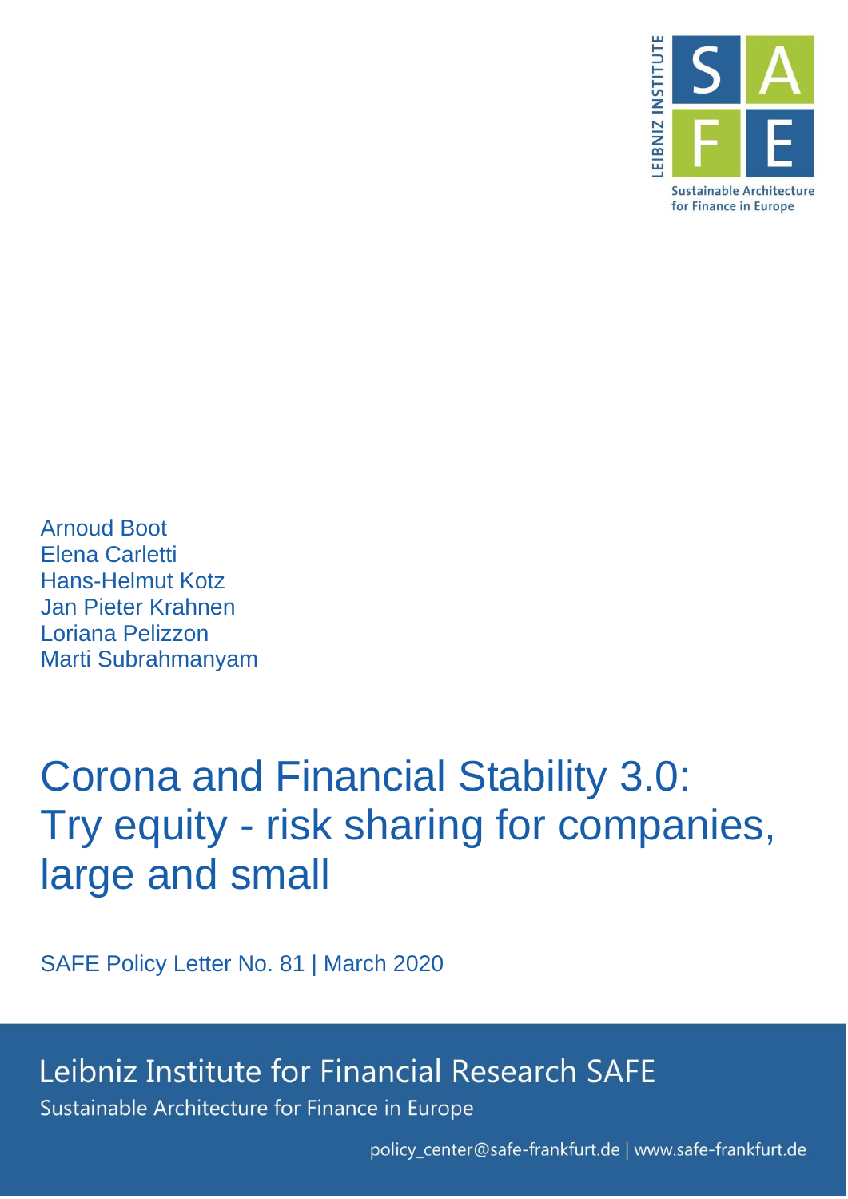Arnoud Boot
Elena Carletti
Hans-Helmut Kotz
Jan Pieter Krahnen
Loriana Pelizzon
Marti Subrahmanyam

# Corona and Financial Stability 3.0: Try equity - risk sharing for companies, large and small

SAFE Policy Letter No. 81 | March 2020

Leibniz Institute for Financial Research SAFE
Sustainable Architecture for Finance in Europe

policy_center@safe-frankfurt.de | www.safe-frankfurt.de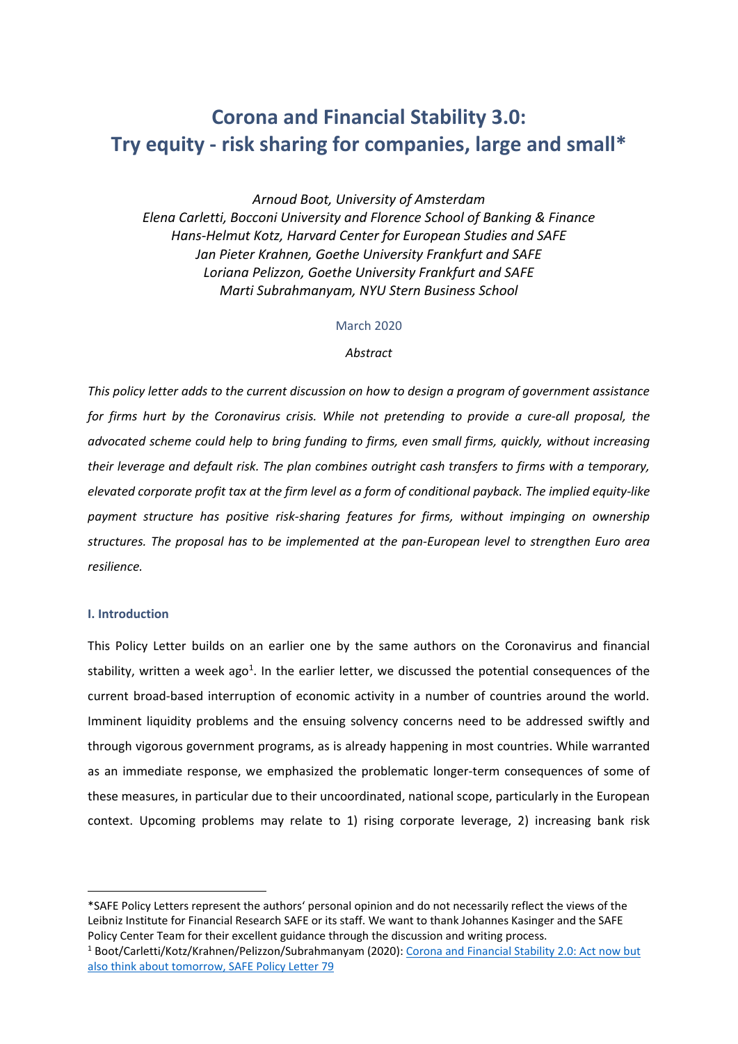# Corona and Financial Stability 3.0: Try equity - risk sharing for companies, large and small*

*Arnoud Boot, University of Amsterdam*
*Elena Carletti, Bocconi University and Florence School of Banking & Finance*
*Hans-Helmut Kotz, Harvard Center for European Studies and SAFE*
*Jan Pieter Krahnen, Goethe University Frankfurt and SAFE*
*Loriana Pelizzon, Goethe University Frankfurt and SAFE*
*Marti Subrahmanyam, NYU Stern Business School*

March 2020

*Abstract*

*This policy letter adds to the current discussion on how to design a program of government assistance for firms hurt by the Coronavirus crisis. While not pretending to provide a cure-all proposal, the advocated scheme could help to bring funding to firms, even small firms, quickly, without increasing their leverage and default risk. The plan combines outright cash transfers to firms with a temporary, elevated corporate profit tax at the firm level as a form of conditional payback. The implied equity-like payment structure has positive risk-sharing features for firms, without impinging on ownership structures. The proposal has to be implemented at the pan-European level to strengthen Euro area resilience.*

### I. Introduction

This Policy Letter builds on an earlier one by the same authors on the Coronavirus and financial stability, written a week ago[1]. In the earlier letter, we discussed the potential consequences of the current broad-based interruption of economic activity in a number of countries around the world. Imminent liquidity problems and the ensuing solvency concerns need to be addressed swiftly and through vigorous government programs, as is already happening in most countries. While warranted as an immediate response, we emphasized the problematic longer-term consequences of some of these measures, in particular due to their uncoordinated, national scope, particularly in the European context. Upcoming problems may relate to 1) rising corporate leverage, 2) increasing bank risk

---

*SAFE Policy Letters represent the authors' personal opinion and do not necessarily reflect the views of the Leibniz Institute for Financial Research SAFE or its staff. We want to thank Johannes Kasinger and the SAFE Policy Center Team for their excellent guidance through the discussion and writing process.

[1] Boot/Carletti/Kotz/Krahnen/Pelizzon/Subrahmanyam (2020): Corona and Financial Stability 2.0: Act now but also think about tomorrow, SAFE Policy Letter 79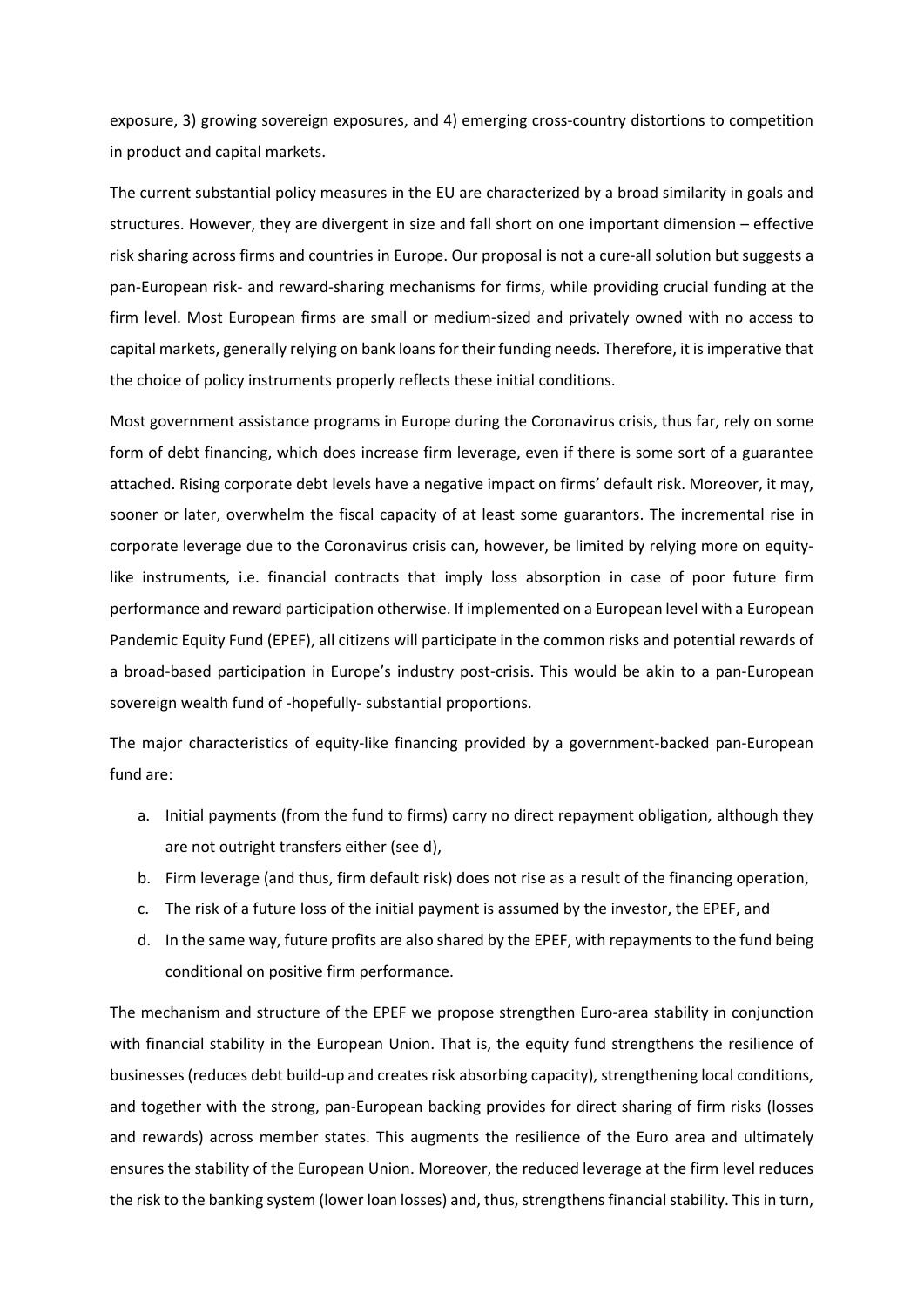exposure, 3) growing sovereign exposures, and 4) emerging cross-country distortions to competition in product and capital markets.

The current substantial policy measures in the EU are characterized by a broad similarity in goals and structures. However, they are divergent in size and fall short on one important dimension – effective risk sharing across firms and countries in Europe. Our proposal is not a cure-all solution but suggests a pan-European risk- and reward-sharing mechanisms for firms, while providing crucial funding at the firm level. Most European firms are small or medium-sized and privately owned with no access to capital markets, generally relying on bank loans for their funding needs. Therefore, it is imperative that the choice of policy instruments properly reflects these initial conditions.

Most government assistance programs in Europe during the Coronavirus crisis, thus far, rely on some form of debt financing, which does increase firm leverage, even if there is some sort of a guarantee attached. Rising corporate debt levels have a negative impact on firms' default risk. Moreover, it may, sooner or later, overwhelm the fiscal capacity of at least some guarantors. The incremental rise in corporate leverage due to the Coronavirus crisis can, however, be limited by relying more on equity-like instruments, i.e. financial contracts that imply loss absorption in case of poor future firm performance and reward participation otherwise. If implemented on a European level with a European Pandemic Equity Fund (EPEF), all citizens will participate in the common risks and potential rewards of a broad-based participation in Europe's industry post-crisis. This would be akin to a pan-European sovereign wealth fund of -hopefully- substantial proportions.

The major characteristics of equity-like financing provided by a government-backed pan-European fund are:

a. Initial payments (from the fund to firms) carry no direct repayment obligation, although they are not outright transfers either (see d),
b. Firm leverage (and thus, firm default risk) does not rise as a result of the financing operation,
c. The risk of a future loss of the initial payment is assumed by the investor, the EPEF, and
d. In the same way, future profits are also shared by the EPEF, with repayments to the fund being conditional on positive firm performance.

The mechanism and structure of the EPEF we propose strengthen Euro-area stability in conjunction with financial stability in the European Union. That is, the equity fund strengthens the resilience of businesses (reduces debt build-up and creates risk absorbing capacity), strengthening local conditions, and together with the strong, pan-European backing provides for direct sharing of firm risks (losses and rewards) across member states. This augments the resilience of the Euro area and ultimately ensures the stability of the European Union. Moreover, the reduced leverage at the firm level reduces the risk to the banking system (lower loan losses) and, thus, strengthens financial stability. This in turn,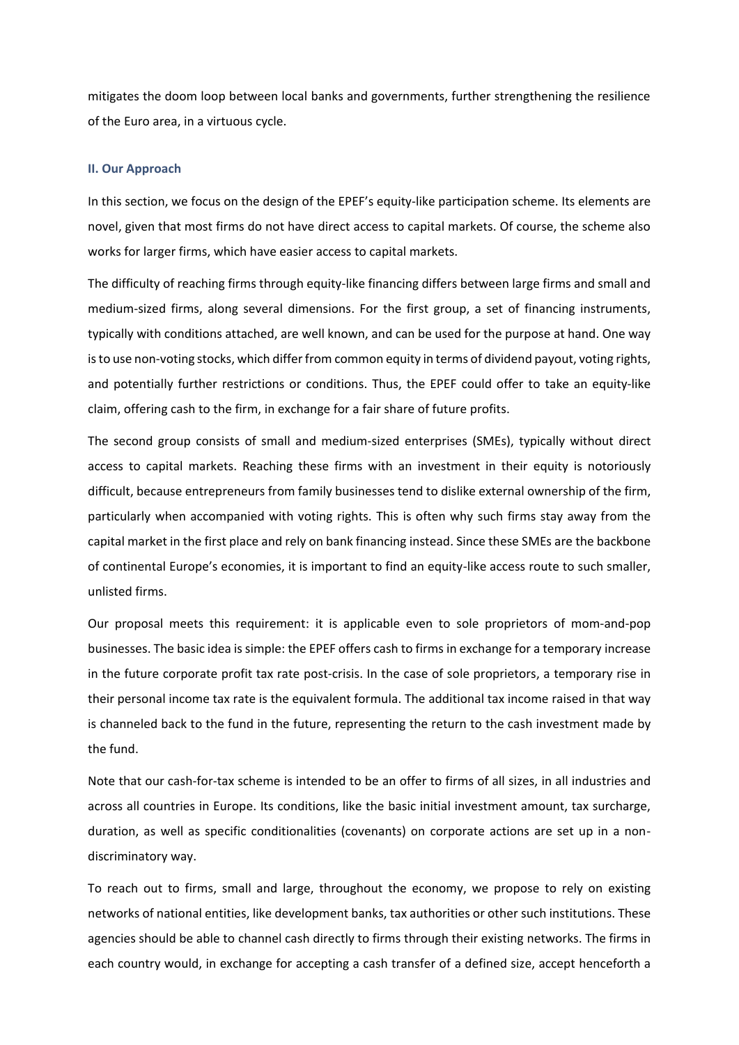mitigates the doom loop between local banks and governments, further strengthening the resilience of the Euro area, in a virtuous cycle.

### II. Our Approach

In this section, we focus on the design of the EPEF's equity-like participation scheme. Its elements are novel, given that most firms do not have direct access to capital markets. Of course, the scheme also works for larger firms, which have easier access to capital markets.

The difficulty of reaching firms through equity-like financing differs between large firms and small and medium-sized firms, along several dimensions. For the first group, a set of financing instruments, typically with conditions attached, are well known, and can be used for the purpose at hand. One way is to use non-voting stocks, which differ from common equity in terms of dividend payout, voting rights, and potentially further restrictions or conditions. Thus, the EPEF could offer to take an equity-like claim, offering cash to the firm, in exchange for a fair share of future profits.

The second group consists of small and medium-sized enterprises (SMEs), typically without direct access to capital markets. Reaching these firms with an investment in their equity is notoriously difficult, because entrepreneurs from family businesses tend to dislike external ownership of the firm, particularly when accompanied with voting rights. This is often why such firms stay away from the capital market in the first place and rely on bank financing instead. Since these SMEs are the backbone of continental Europe's economies, it is important to find an equity-like access route to such smaller, unlisted firms.

Our proposal meets this requirement: it is applicable even to sole proprietors of mom-and-pop businesses. The basic idea is simple: the EPEF offers cash to firms in exchange for a temporary increase in the future corporate profit tax rate post-crisis. In the case of sole proprietors, a temporary rise in their personal income tax rate is the equivalent formula. The additional tax income raised in that way is channeled back to the fund in the future, representing the return to the cash investment made by the fund.

Note that our cash-for-tax scheme is intended to be an offer to firms of all sizes, in all industries and across all countries in Europe. Its conditions, like the basic initial investment amount, tax surcharge, duration, as well as specific conditionalities (covenants) on corporate actions are set up in a non-discriminatory way.

To reach out to firms, small and large, throughout the economy, we propose to rely on existing networks of national entities, like development banks, tax authorities or other such institutions. These agencies should be able to channel cash directly to firms through their existing networks. The firms in each country would, in exchange for accepting a cash transfer of a defined size, accept henceforth a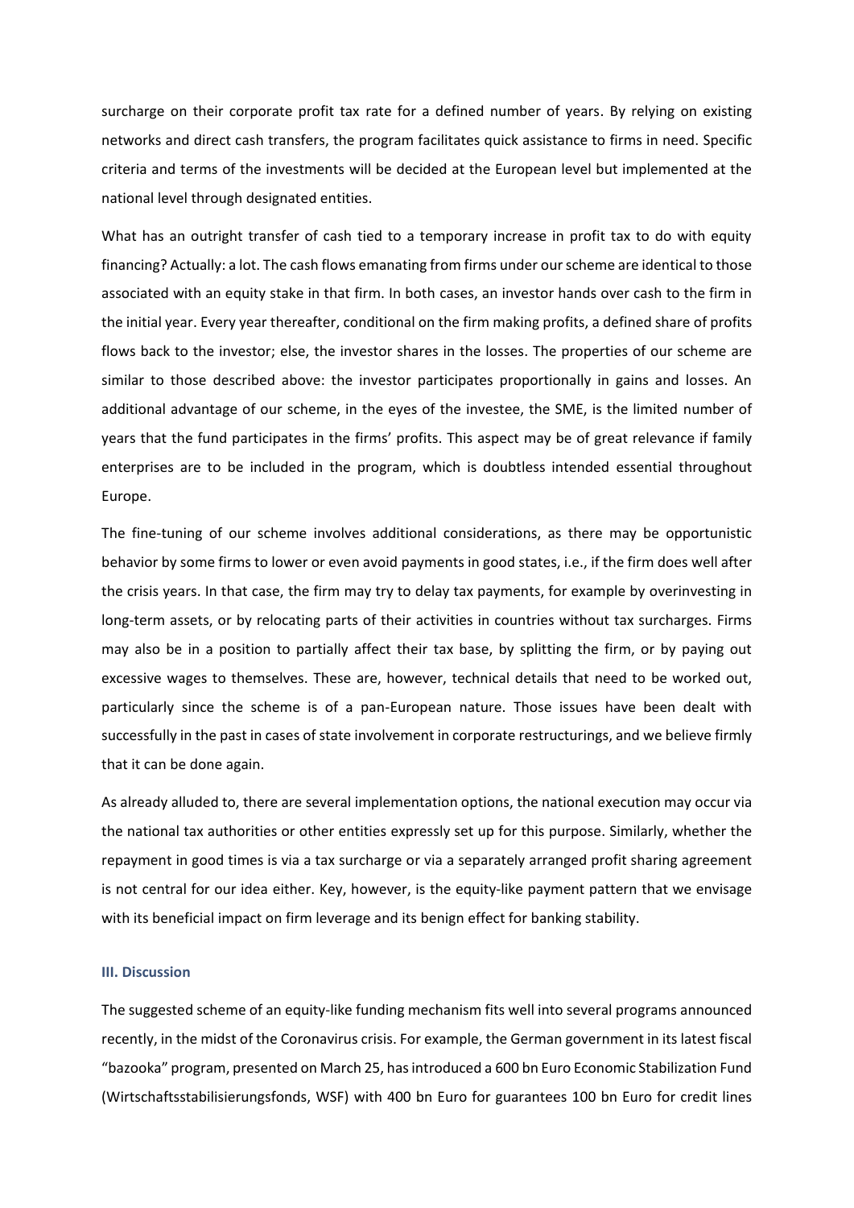surcharge on their corporate profit tax rate for a defined number of years. By relying on existing networks and direct cash transfers, the program facilitates quick assistance to firms in need. Specific criteria and terms of the investments will be decided at the European level but implemented at the national level through designated entities.

What has an outright transfer of cash tied to a temporary increase in profit tax to do with equity financing? Actually: a lot. The cash flows emanating from firms under our scheme are identical to those associated with an equity stake in that firm. In both cases, an investor hands over cash to the firm in the initial year. Every year thereafter, conditional on the firm making profits, a defined share of profits flows back to the investor; else, the investor shares in the losses. The properties of our scheme are similar to those described above: the investor participates proportionally in gains and losses. An additional advantage of our scheme, in the eyes of the investee, the SME, is the limited number of years that the fund participates in the firms' profits. This aspect may be of great relevance if family enterprises are to be included in the program, which is doubtless intended essential throughout Europe.

The fine-tuning of our scheme involves additional considerations, as there may be opportunistic behavior by some firms to lower or even avoid payments in good states, i.e., if the firm does well after the crisis years. In that case, the firm may try to delay tax payments, for example by overinvesting in long-term assets, or by relocating parts of their activities in countries without tax surcharges. Firms may also be in a position to partially affect their tax base, by splitting the firm, or by paying out excessive wages to themselves. These are, however, technical details that need to be worked out, particularly since the scheme is of a pan-European nature. Those issues have been dealt with successfully in the past in cases of state involvement in corporate restructurings, and we believe firmly that it can be done again.

As already alluded to, there are several implementation options, the national execution may occur via the national tax authorities or other entities expressly set up for this purpose. Similarly, whether the repayment in good times is via a tax surcharge or via a separately arranged profit sharing agreement is not central for our idea either. Key, however, is the equity-like payment pattern that we envisage with its beneficial impact on firm leverage and its benign effect for banking stability.

### III. Discussion

The suggested scheme of an equity-like funding mechanism fits well into several programs announced recently, in the midst of the Coronavirus crisis. For example, the German government in its latest fiscal "bazooka" program, presented on March 25, has introduced a 600 bn Euro Economic Stabilization Fund (Wirtschaftsstabilisierungsfonds, WSF) with 400 bn Euro for guarantees 100 bn Euro for credit lines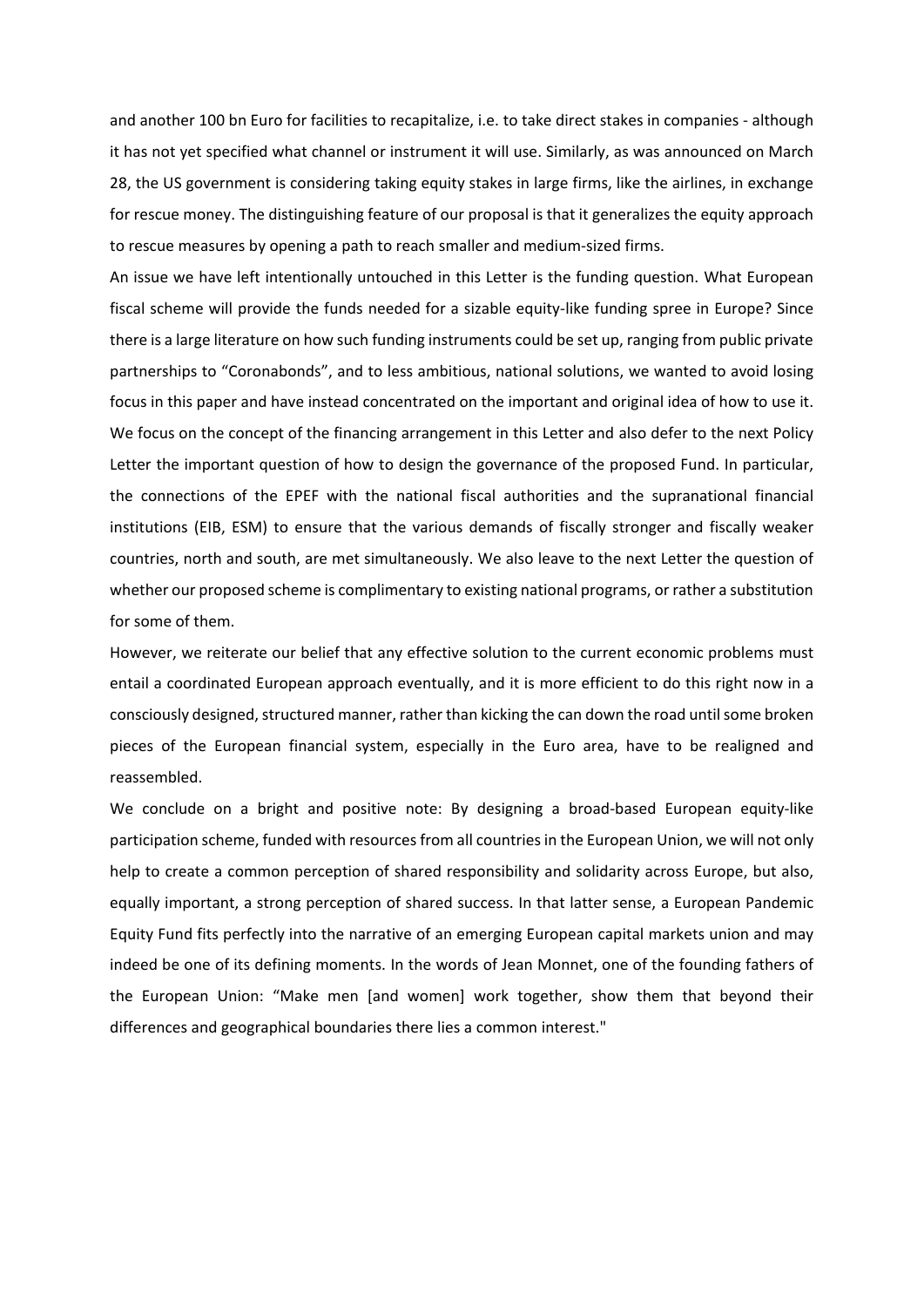and another 100 bn Euro for facilities to recapitalize, i.e. to take direct stakes in companies - although it has not yet specified what channel or instrument it will use. Similarly, as was announced on March 28, the US government is considering taking equity stakes in large firms, like the airlines, in exchange for rescue money. The distinguishing feature of our proposal is that it generalizes the equity approach to rescue measures by opening a path to reach smaller and medium-sized firms.

An issue we have left intentionally untouched in this Letter is the funding question. What European fiscal scheme will provide the funds needed for a sizable equity-like funding spree in Europe? Since there is a large literature on how such funding instruments could be set up, ranging from public private partnerships to "Coronabonds", and to less ambitious, national solutions, we wanted to avoid losing focus in this paper and have instead concentrated on the important and original idea of how to use it. We focus on the concept of the financing arrangement in this Letter and also defer to the next Policy Letter the important question of how to design the governance of the proposed Fund. In particular, the connections of the EPEF with the national fiscal authorities and the supranational financial institutions (EIB, ESM) to ensure that the various demands of fiscally stronger and fiscally weaker countries, north and south, are met simultaneously. We also leave to the next Letter the question of whether our proposed scheme is complimentary to existing national programs, or rather a substitution for some of them.

However, we reiterate our belief that any effective solution to the current economic problems must entail a coordinated European approach eventually, and it is more efficient to do this right now in a consciously designed, structured manner, rather than kicking the can down the road until some broken pieces of the European financial system, especially in the Euro area, have to be realigned and reassembled.

We conclude on a bright and positive note: By designing a broad-based European equity-like participation scheme, funded with resources from all countries in the European Union, we will not only help to create a common perception of shared responsibility and solidarity across Europe, but also, equally important, a strong perception of shared success. In that latter sense, a European Pandemic Equity Fund fits perfectly into the narrative of an emerging European capital markets union and may indeed be one of its defining moments. In the words of Jean Monnet, one of the founding fathers of the European Union: "Make men [and women] work together, show them that beyond their differences and geographical boundaries there lies a common interest."